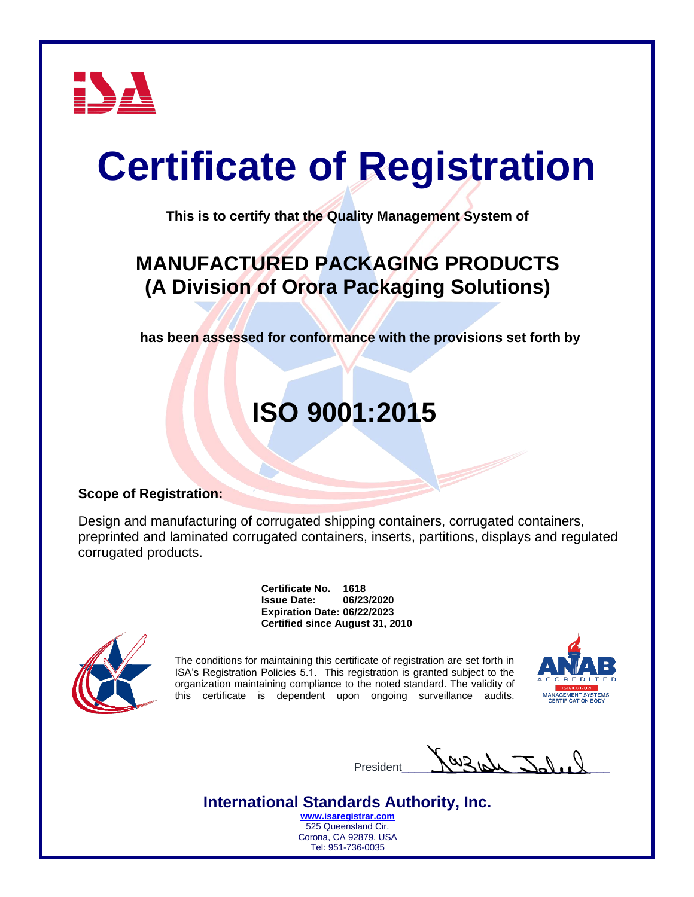# Certificate of Registration

**This is to certify that the Quality Management System of**

## MANUFACTURED PACKAGING PRODUCTS
## (A Division of Orora Packaging Solutions)

**has been assessed for conformance with the provisions set forth by**

# ISO 9001:2015

**Scope of Registration:**

Design and manufacturing of corrugated shipping containers, corrugated containers, preprinted and laminated corrugated containers, inserts, partitions, displays and regulated corrugated products.

**Certificate No. 1618**
**Issue Date: 06/23/2020**
**Expiration Date: 06/22/2023**
**Certified since August 31, 2010**

The conditions for maintaining this certificate of registration are set forth in ISA's Registration Policies 5.1. This registration is granted subject to the organization maintaining compliance to the noted standard. The validity of this certificate is dependent upon ongoing surveillance audits.

ANAB ACCREDITED ISO/IEC 17021 MANAGEMENT SYSTEMS CERTIFICATION BODY

President

**International Standards Authority, Inc.**

www.isaregistrar.com
525 Queensland Cir.
Corona, CA 92879. USA
Tel: 951-736-0035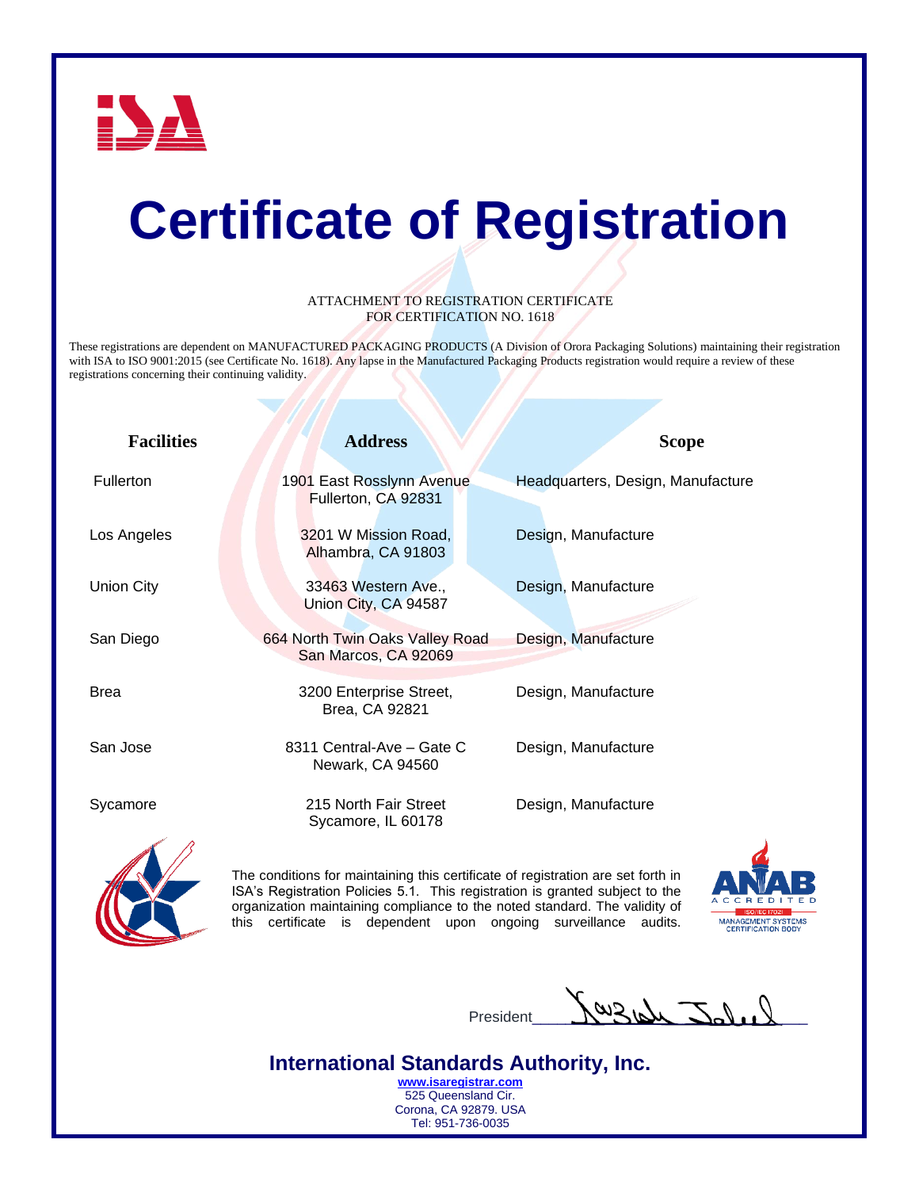# Certificate of Registration

ATTACHMENT TO REGISTRATION CERTIFICATE
FOR CERTIFICATION NO. 1618

These registrations are dependent on MANUFACTURED PACKAGING PRODUCTS (A Division of Orora Packaging Solutions) maintaining their registration with ISA to ISO 9001:2015 (see Certificate No. 1618). Any lapse in the Manufactured Packaging Products registration would require a review of these registrations concerning their continuing validity.

| Facilities | Address | Scope |
| --- | --- | --- |
| Fullerton | 1901 East Rosslynn Avenue Fullerton, CA 92831 | Headquarters, Design, Manufacture |
| Los Angeles | 3201 W Mission Road, Alhambra, CA 91803 | Design, Manufacture |
| Union City | 33463 Western Ave., Union City, CA 94587 | Design, Manufacture |
| San Diego | 664 North Twin Oaks Valley Road San Marcos, CA 92069 | Design, Manufacture |
| Brea | 3200 Enterprise Street, Brea, CA 92821 | Design, Manufacture |
| San Jose | 8311 Central-Ave – Gate C Newark, CA 94560 | Design, Manufacture |
| Sycamore | 215 North Fair Street Sycamore, IL 60178 | Design, Manufacture |

The conditions for maintaining this certificate of registration are set forth in ISA's Registration Policies 5.1. This registration is granted subject to the organization maintaining compliance to the noted standard. The validity of this certificate is dependent upon ongoing surveillance audits.

ANAB ACCREDITED ISO/IEC 17021 MANAGEMENT SYSTEMS CERTIFICATION BODY

President

## International Standards Authority, Inc.

www.isaregistrar.com
525 Queensland Cir.
Corona, CA 92879. USA
Tel: 951-736-0035